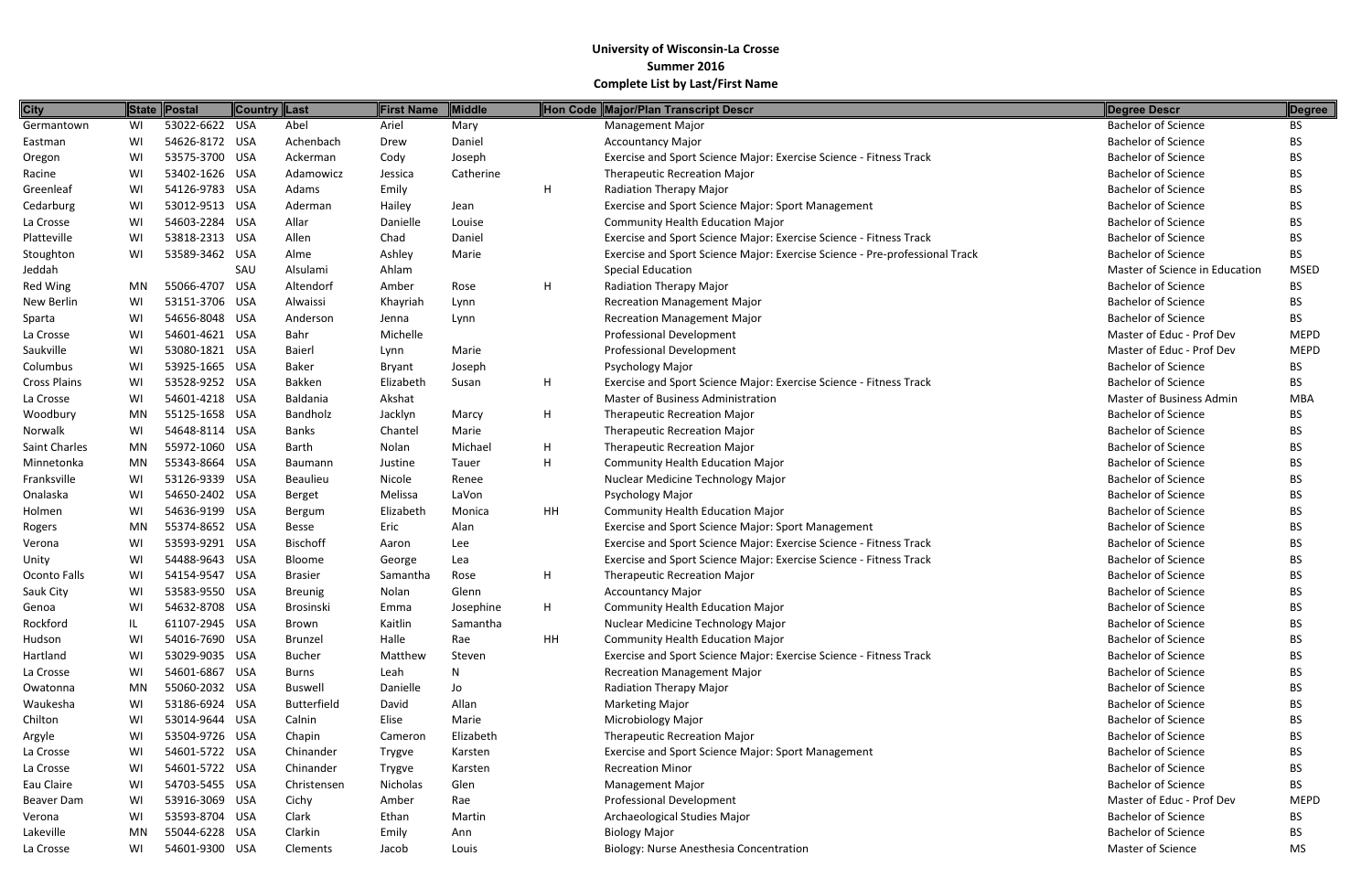# University of Wisconsin-La Crosse

## Summer 2016

## Complete List by Last/First Name

| City | State | Postal | Country | Last | First Name | Middle | Hon Code | Major/Plan Transcript Descr | Degree Descr | Degree |
|---|---|---|---|---|---|---|---|---|---|---|
| Germantown | WI | 53022-6622 | USA | Abel | Ariel | Mary | | Management Major | Bachelor of Science | BS |
| Eastman | WI | 54626-8172 | USA | Achenbach | Drew | Daniel | | Accountancy Major | Bachelor of Science | BS |
| Oregon | WI | 53575-3700 | USA | Ackerman | Cody | Joseph | | Exercise and Sport Science Major: Exercise Science - Fitness Track | Bachelor of Science | BS |
| Racine | WI | 53402-1626 | USA | Adamowicz | Jessica | Catherine | | Therapeutic Recreation Major | Bachelor of Science | BS |
| Greenleaf | WI | 54126-9783 | USA | Adams | Emily | | H | Radiation Therapy Major | Bachelor of Science | BS |
| Cedarburg | WI | 53012-9513 | USA | Aderman | Hailey | Jean | | Exercise and Sport Science Major: Sport Management | Bachelor of Science | BS |
| La Crosse | WI | 54603-2284 | USA | Allar | Danielle | Louise | | Community Health Education Major | Bachelor of Science | BS |
| Platteville | WI | 53818-2313 | USA | Allen | Chad | Daniel | | Exercise and Sport Science Major: Exercise Science - Fitness Track | Bachelor of Science | BS |
| Stoughton | WI | 53589-3462 | USA | Alme | Ashley | Marie | | Exercise and Sport Science Major: Exercise Science - Pre-professional Track | Bachelor of Science | BS |
| Jeddah | | | SAU | Alsulami | Ahlam | | | Special Education | Master of Science in Education | MSED |
| Red Wing | MN | 55066-4707 | USA | Altendorf | Amber | Rose | H | Radiation Therapy Major | Bachelor of Science | BS |
| New Berlin | WI | 53151-3706 | USA | Alwaissi | Khayriah | Lynn | | Recreation Management Major | Bachelor of Science | BS |
| Sparta | WI | 54656-8048 | USA | Anderson | Jenna | Lynn | | Recreation Management Major | Bachelor of Science | BS |
| La Crosse | WI | 54601-4621 | USA | Bahr | Michelle | | | Professional Development | Master of Educ - Prof Dev | MEPD |
| Saukville | WI | 53080-1821 | USA | Baierl | Lynn | Marie | | Professional Development | Master of Educ - Prof Dev | MEPD |
| Columbus | WI | 53925-1665 | USA | Baker | Bryant | Joseph | | Psychology Major | Bachelor of Science | BS |
| Cross Plains | WI | 53528-9252 | USA | Bakken | Elizabeth | Susan | H | Exercise and Sport Science Major: Exercise Science - Fitness Track | Bachelor of Science | BS |
| La Crosse | WI | 54601-4218 | USA | Baldania | Akshat | | | Master of Business Administration | Master of Business Admin | MBA |
| Woodbury | MN | 55125-1658 | USA | Bandholz | Jacklyn | Marcy | H | Therapeutic Recreation Major | Bachelor of Science | BS |
| Norwalk | WI | 54648-8114 | USA | Banks | Chantel | Marie | | Therapeutic Recreation Major | Bachelor of Science | BS |
| Saint Charles | MN | 55972-1060 | USA | Barth | Nolan | Michael | H | Therapeutic Recreation Major | Bachelor of Science | BS |
| Minnetonka | MN | 55343-8664 | USA | Baumann | Justine | Tauer | H | Community Health Education Major | Bachelor of Science | BS |
| Franksville | WI | 53126-9339 | USA | Beaulieu | Nicole | Renee | | Nuclear Medicine Technology Major | Bachelor of Science | BS |
| Onalaska | WI | 54650-2402 | USA | Berget | Melissa | LaVon | | Psychology Major | Bachelor of Science | BS |
| Holmen | WI | 54636-9199 | USA | Bergum | Elizabeth | Monica | HH | Community Health Education Major | Bachelor of Science | BS |
| Rogers | MN | 55374-8652 | USA | Besse | Eric | Alan | | Exercise and Sport Science Major: Sport Management | Bachelor of Science | BS |
| Verona | WI | 53593-9291 | USA | Bischoff | Aaron | Lee | | Exercise and Sport Science Major: Exercise Science - Fitness Track | Bachelor of Science | BS |
| Unity | WI | 54488-9643 | USA | Bloome | George | Lea | | Exercise and Sport Science Major: Exercise Science - Fitness Track | Bachelor of Science | BS |
| Oconto Falls | WI | 54154-9547 | USA | Brasier | Samantha | Rose | H | Therapeutic Recreation Major | Bachelor of Science | BS |
| Sauk City | WI | 53583-9550 | USA | Breunig | Nolan | Glenn | | Accountancy Major | Bachelor of Science | BS |
| Genoa | WI | 54632-8708 | USA | Brosinski | Emma | Josephine | H | Community Health Education Major | Bachelor of Science | BS |
| Rockford | IL | 61107-2945 | USA | Brown | Kaitlin | Samantha | | Nuclear Medicine Technology Major | Bachelor of Science | BS |
| Hudson | WI | 54016-7690 | USA | Brunzel | Halle | Rae | HH | Community Health Education Major | Bachelor of Science | BS |
| Hartland | WI | 53029-9035 | USA | Bucher | Matthew | Steven | | Exercise and Sport Science Major: Exercise Science - Fitness Track | Bachelor of Science | BS |
| La Crosse | WI | 54601-6867 | USA | Burns | Leah | N | | Recreation Management Major | Bachelor of Science | BS |
| Owatonna | MN | 55060-2032 | USA | Buswell | Danielle | Jo | | Radiation Therapy Major | Bachelor of Science | BS |
| Waukesha | WI | 53186-6924 | USA | Butterfield | David | Allan | | Marketing Major | Bachelor of Science | BS |
| Chilton | WI | 53014-9644 | USA | Calnin | Elise | Marie | | Microbiology Major | Bachelor of Science | BS |
| Argyle | WI | 53504-9726 | USA | Chapin | Cameron | Elizabeth | | Therapeutic Recreation Major | Bachelor of Science | BS |
| La Crosse | WI | 54601-5722 | USA | Chinander | Trygve | Karsten | | Exercise and Sport Science Major: Sport Management | Bachelor of Science | BS |
| La Crosse | WI | 54601-5722 | USA | Chinander | Trygve | Karsten | | Recreation Minor | Bachelor of Science | BS |
| Eau Claire | WI | 54703-5455 | USA | Christensen | Nicholas | Glen | | Management Major | Bachelor of Science | BS |
| Beaver Dam | WI | 53916-3069 | USA | Cichy | Amber | Rae | | Professional Development | Master of Educ - Prof Dev | MEPD |
| Verona | WI | 53593-8704 | USA | Clark | Ethan | Martin | | Archaeological Studies Major | Bachelor of Science | BS |
| Lakeville | MN | 55044-6228 | USA | Clarkin | Emily | Ann | | Biology Major | Bachelor of Science | BS |
| La Crosse | WI | 54601-9300 | USA | Clements | Jacob | Louis | | Biology: Nurse Anesthesia Concentration | Master of Science | MS |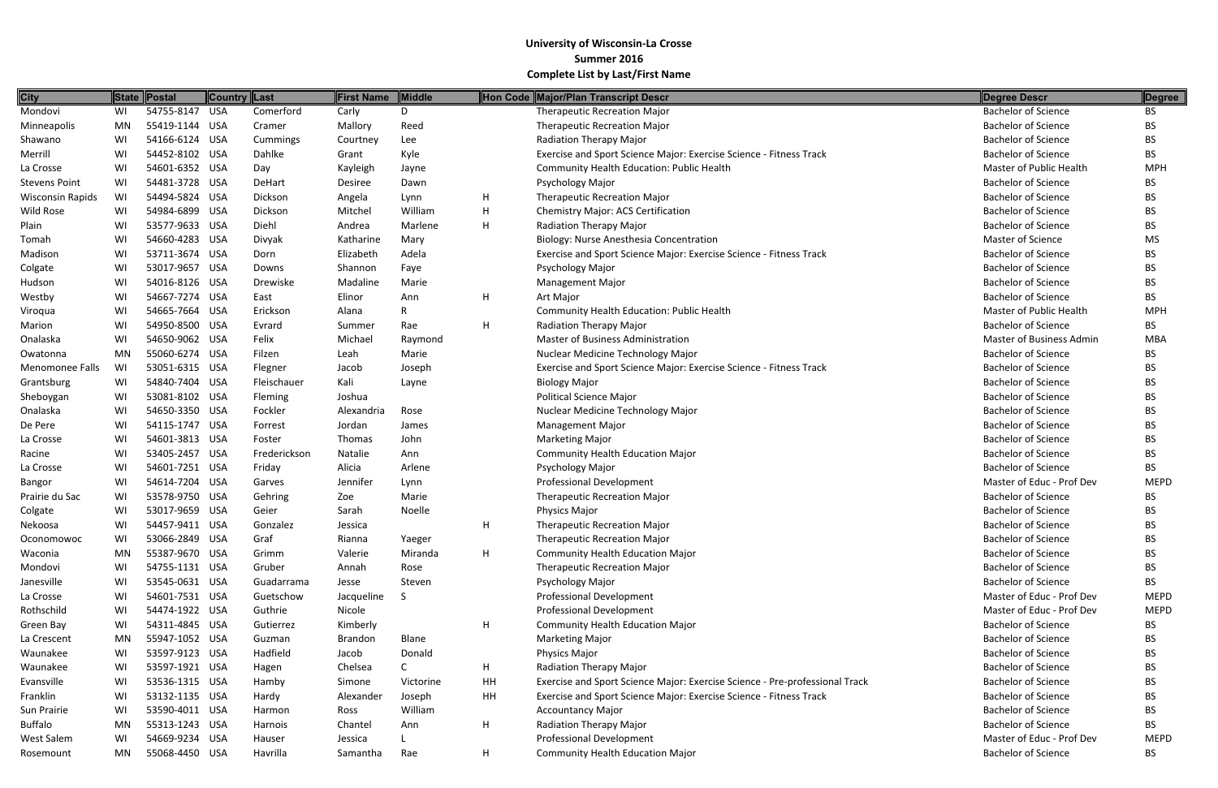**University of Wisconsin-La Crosse**
**Summer 2016**
**Complete List by Last/First Name**

| City | State | Postal | Country | Last | First Name | Middle | Hon Code | Major/Plan Transcript Descr | Degree Descr | Degree |
|---|---|---|---|---|---|---|---|---|---|---|
| Mondovi | WI | 54755-8147 | USA | Comerford | Carly | D | | Therapeutic Recreation Major | Bachelor of Science | BS |
| Minneapolis | MN | 55419-1144 | USA | Cramer | Mallory | Reed | | Therapeutic Recreation Major | Bachelor of Science | BS |
| Shawano | WI | 54166-6124 | USA | Cummings | Courtney | Lee | | Radiation Therapy Major | Bachelor of Science | BS |
| Merrill | WI | 54452-8102 | USA | Dahlke | Grant | Kyle | | Exercise and Sport Science Major: Exercise Science - Fitness Track | Bachelor of Science | BS |
| La Crosse | WI | 54601-6352 | USA | Day | Kayleigh | Jayne | | Community Health Education: Public Health | Master of Public Health | MPH |
| Stevens Point | WI | 54481-3728 | USA | DeHart | Desiree | Dawn | | Psychology Major | Bachelor of Science | BS |
| Wisconsin Rapids | WI | 54494-5824 | USA | Dickson | Angela | Lynn | H | Therapeutic Recreation Major | Bachelor of Science | BS |
| Wild Rose | WI | 54984-6899 | USA | Dickson | Mitchel | William | H | Chemistry Major: ACS Certification | Bachelor of Science | BS |
| Plain | WI | 53577-9633 | USA | Diehl | Andrea | Marlene | H | Radiation Therapy Major | Bachelor of Science | BS |
| Tomah | WI | 54660-4283 | USA | Divyak | Katharine | Mary | | Biology: Nurse Anesthesia Concentration | Master of Science | MS |
| Madison | WI | 53711-3674 | USA | Dorn | Elizabeth | Adela | | Exercise and Sport Science Major: Exercise Science - Fitness Track | Bachelor of Science | BS |
| Colgate | WI | 53017-9657 | USA | Downs | Shannon | Faye | | Psychology Major | Bachelor of Science | BS |
| Hudson | WI | 54016-8126 | USA | Drewiske | Madaline | Marie | | Management Major | Bachelor of Science | BS |
| Westby | WI | 54667-7274 | USA | East | Elinor | Ann | H | Art Major | Bachelor of Science | BS |
| Viroqua | WI | 54665-7664 | USA | Erickson | Alana | R | | Community Health Education: Public Health | Master of Public Health | MPH |
| Marion | WI | 54950-8500 | USA | Evrard | Summer | Rae | H | Radiation Therapy Major | Bachelor of Science | BS |
| Onalaska | WI | 54650-9062 | USA | Felix | Michael | Raymond | | Master of Business Administration | Master of Business Admin | MBA |
| Owatonna | MN | 55060-6274 | USA | Filzen | Leah | Marie | | Nuclear Medicine Technology Major | Bachelor of Science | BS |
| Menomonee Falls | WI | 53051-6315 | USA | Flegner | Jacob | Joseph | | Exercise and Sport Science Major: Exercise Science - Fitness Track | Bachelor of Science | BS |
| Grantsburg | WI | 54840-7404 | USA | Fleischauer | Kali | Layne | | Biology Major | Bachelor of Science | BS |
| Sheboygan | WI | 53081-8102 | USA | Fleming | Joshua | | | Political Science Major | Bachelor of Science | BS |
| Onalaska | WI | 54650-3350 | USA | Fockler | Alexandria | Rose | | Nuclear Medicine Technology Major | Bachelor of Science | BS |
| De Pere | WI | 54115-1747 | USA | Forrest | Jordan | James | | Management Major | Bachelor of Science | BS |
| La Crosse | WI | 54601-3813 | USA | Foster | Thomas | John | | Marketing Major | Bachelor of Science | BS |
| Racine | WI | 53405-2457 | USA | Frederickson | Natalie | Ann | | Community Health Education Major | Bachelor of Science | BS |
| La Crosse | WI | 54601-7251 | USA | Friday | Alicia | Arlene | | Psychology Major | Bachelor of Science | BS |
| Bangor | WI | 54614-7204 | USA | Garves | Jennifer | Lynn | | Professional Development | Master of Educ - Prof Dev | MEPD |
| Prairie du Sac | WI | 53578-9750 | USA | Gehring | Zoe | Marie | | Therapeutic Recreation Major | Bachelor of Science | BS |
| Colgate | WI | 53017-9659 | USA | Geier | Sarah | Noelle | | Physics Major | Bachelor of Science | BS |
| Nekoosa | WI | 54457-9411 | USA | Gonzalez | Jessica | | H | Therapeutic Recreation Major | Bachelor of Science | BS |
| Oconomowoc | WI | 53066-2849 | USA | Graf | Rianna | Yaeger | | Therapeutic Recreation Major | Bachelor of Science | BS |
| Waconia | MN | 55387-9670 | USA | Grimm | Valerie | Miranda | H | Community Health Education Major | Bachelor of Science | BS |
| Mondovi | WI | 54755-1131 | USA | Gruber | Annah | Rose | | Therapeutic Recreation Major | Bachelor of Science | BS |
| Janesville | WI | 53545-0631 | USA | Guadarrama | Jesse | Steven | | Psychology Major | Bachelor of Science | BS |
| La Crosse | WI | 54601-7531 | USA | Guetschow | Jacqueline | S | | Professional Development | Master of Educ - Prof Dev | MEPD |
| Rothschild | WI | 54474-1922 | USA | Guthrie | Nicole | | | Professional Development | Master of Educ - Prof Dev | MEPD |
| Green Bay | WI | 54311-4845 | USA | Gutierrez | Kimberly | | H | Community Health Education Major | Bachelor of Science | BS |
| La Crescent | MN | 55947-1052 | USA | Guzman | Brandon | Blane | | Marketing Major | Bachelor of Science | BS |
| Waunakee | WI | 53597-9123 | USA | Hadfield | Jacob | Donald | | Physics Major | Bachelor of Science | BS |
| Waunakee | WI | 53597-1921 | USA | Hagen | Chelsea | C | H | Radiation Therapy Major | Bachelor of Science | BS |
| Evansville | WI | 53536-1315 | USA | Hamby | Simone | Victorine | HH | Exercise and Sport Science Major: Exercise Science - Pre-professional Track | Bachelor of Science | BS |
| Franklin | WI | 53132-1135 | USA | Hardy | Alexander | Joseph | HH | Exercise and Sport Science Major: Exercise Science - Fitness Track | Bachelor of Science | BS |
| Sun Prairie | WI | 53590-4011 | USA | Harmon | Ross | William | | Accountancy Major | Bachelor of Science | BS |
| Buffalo | MN | 55313-1243 | USA | Harnois | Chantel | Ann | H | Radiation Therapy Major | Bachelor of Science | BS |
| West Salem | WI | 54669-9234 | USA | Hauser | Jessica | L | | Professional Development | Master of Educ - Prof Dev | MEPD |
| Rosemount | MN | 55068-4450 | USA | Havrilla | Samantha | Rae | H | Community Health Education Major | Bachelor of Science | BS |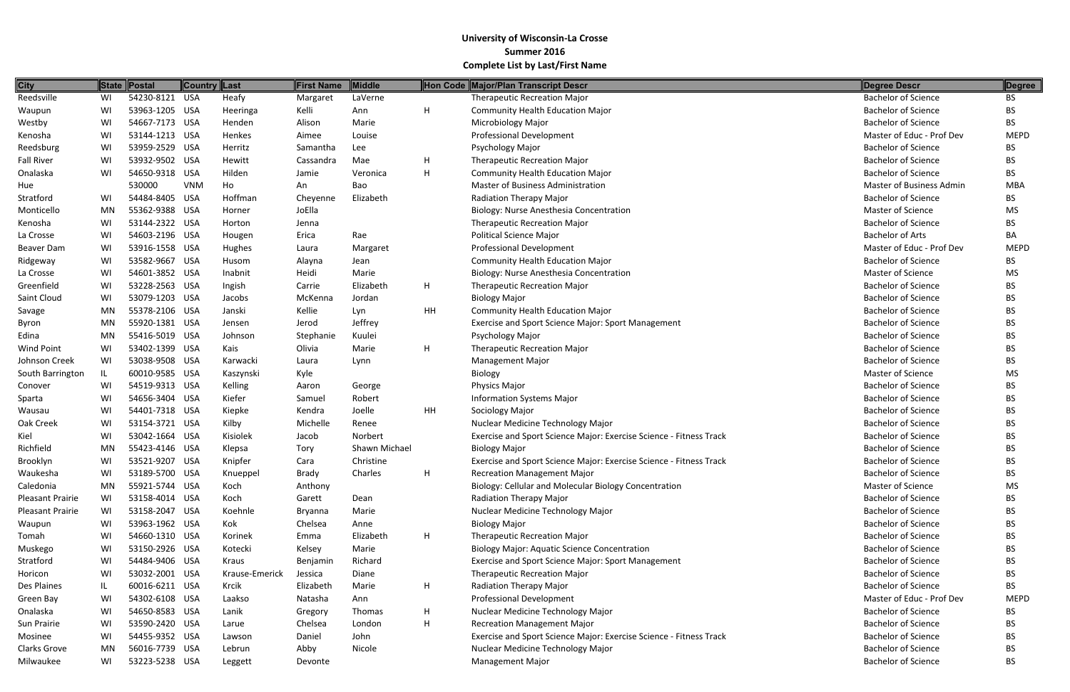**University of Wisconsin-La Crosse**
**Summer 2016**
**Complete List by Last/First Name**

| City | State | Postal | Country | Last | First Name | Middle | Hon Code | Major/Plan Transcript Descr | Degree Descr | Degree |
|---|---|---|---|---|---|---|---|---|---|---|
| Reedsville | WI | 54230-8121 | USA | Heafy | Margaret | LaVerne | | Therapeutic Recreation Major | Bachelor of Science | BS |
| Waupun | WI | 53963-1205 | USA | Heeringa | Kelli | Ann | H | Community Health Education Major | Bachelor of Science | BS |
| Westby | WI | 54667-7173 | USA | Henden | Alison | Marie | | Microbiology Major | Bachelor of Science | BS |
| Kenosha | WI | 53144-1213 | USA | Henkes | Aimee | Louise | | Professional Development | Master of Educ - Prof Dev | MEPD |
| Reedsburg | WI | 53959-2529 | USA | Herritz | Samantha | Lee | | Psychology Major | Bachelor of Science | BS |
| Fall River | WI | 53932-9502 | USA | Hewitt | Cassandra | Mae | H | Therapeutic Recreation Major | Bachelor of Science | BS |
| Onalaska | WI | 54650-9318 | USA | Hilden | Jamie | Veronica | H | Community Health Education Major | Bachelor of Science | BS |
| Hue | | 530000 | VNM | Ho | An | Bao | | Master of Business Administration | Master of Business Admin | MBA |
| Stratford | WI | 54484-8405 | USA | Hoffman | Cheyenne | Elizabeth | | Radiation Therapy Major | Bachelor of Science | BS |
| Monticello | MN | 55362-9388 | USA | Horner | JoElla | | | Biology: Nurse Anesthesia Concentration | Master of Science | MS |
| Kenosha | WI | 53144-2322 | USA | Horton | Jenna | | | Therapeutic Recreation Major | Bachelor of Science | BS |
| La Crosse | WI | 54603-2196 | USA | Hougen | Erica | Rae | | Political Science Major | Bachelor of Arts | BA |
| Beaver Dam | WI | 53916-1558 | USA | Hughes | Laura | Margaret | | Professional Development | Master of Educ - Prof Dev | MEPD |
| Ridgeway | WI | 53582-9667 | USA | Husom | Alayna | Jean | | Community Health Education Major | Bachelor of Science | BS |
| La Crosse | WI | 54601-3852 | USA | Inabnit | Heidi | Marie | | Biology: Nurse Anesthesia Concentration | Master of Science | MS |
| Greenfield | WI | 53228-2563 | USA | Ingish | Carrie | Elizabeth | H | Therapeutic Recreation Major | Bachelor of Science | BS |
| Saint Cloud | WI | 53079-1203 | USA | Jacobs | McKenna | Jordan | | Biology Major | Bachelor of Science | BS |
| Savage | MN | 55378-2106 | USA | Janski | Kellie | Lyn | HH | Community Health Education Major | Bachelor of Science | BS |
| Byron | MN | 55920-1381 | USA | Jensen | Jerod | Jeffrey | | Exercise and Sport Science Major: Sport Management | Bachelor of Science | BS |
| Edina | MN | 55416-5019 | USA | Johnson | Stephanie | Kuulei | | Psychology Major | Bachelor of Science | BS |
| Wind Point | WI | 53402-1399 | USA | Kais | Olivia | Marie | H | Therapeutic Recreation Major | Bachelor of Science | BS |
| Johnson Creek | WI | 53038-9508 | USA | Karwacki | Laura | Lynn | | Management Major | Bachelor of Science | BS |
| South Barrington | IL | 60010-9585 | USA | Kaszynski | Kyle | | | Biology | Master of Science | MS |
| Conover | WI | 54519-9313 | USA | Kelling | Aaron | George | | Physics Major | Bachelor of Science | BS |
| Sparta | WI | 54656-3404 | USA | Kiefer | Samuel | Robert | | Information Systems Major | Bachelor of Science | BS |
| Wausau | WI | 54401-7318 | USA | Kiepke | Kendra | Joelle | HH | Sociology Major | Bachelor of Science | BS |
| Oak Creek | WI | 53154-3721 | USA | Kilby | Michelle | Renee | | Nuclear Medicine Technology Major | Bachelor of Science | BS |
| Kiel | WI | 53042-1664 | USA | Kisiolek | Jacob | Norbert | | Exercise and Sport Science Major: Exercise Science - Fitness Track | Bachelor of Science | BS |
| Richfield | MN | 55423-4146 | USA | Klepsa | Tory | Shawn Michael | | Biology Major | Bachelor of Science | BS |
| Brooklyn | WI | 53521-9207 | USA | Knipfer | Cara | Christine | | Exercise and Sport Science Major: Exercise Science - Fitness Track | Bachelor of Science | BS |
| Waukesha | WI | 53189-5700 | USA | Knueppel | Brady | Charles | H | Recreation Management Major | Bachelor of Science | BS |
| Caledonia | MN | 55921-5744 | USA | Koch | Anthony | | | Biology: Cellular and Molecular Biology Concentration | Master of Science | MS |
| Pleasant Prairie | WI | 53158-4014 | USA | Koch | Garett | Dean | | Radiation Therapy Major | Bachelor of Science | BS |
| Pleasant Prairie | WI | 53158-2047 | USA | Koehnle | Bryanna | Marie | | Nuclear Medicine Technology Major | Bachelor of Science | BS |
| Waupun | WI | 53963-1962 | USA | Kok | Chelsea | Anne | | Biology Major | Bachelor of Science | BS |
| Tomah | WI | 54660-1310 | USA | Korinek | Emma | Elizabeth | H | Therapeutic Recreation Major | Bachelor of Science | BS |
| Muskego | WI | 53150-2926 | USA | Kotecki | Kelsey | Marie | | Biology Major: Aquatic Science Concentration | Bachelor of Science | BS |
| Stratford | WI | 54484-9406 | USA | Kraus | Benjamin | Richard | | Exercise and Sport Science Major: Sport Management | Bachelor of Science | BS |
| Horicon | WI | 53032-2001 | USA | Krause-Emerick | Jessica | Diane | | Therapeutic Recreation Major | Bachelor of Science | BS |
| Des Plaines | IL | 60016-6211 | USA | Krcik | Elizabeth | Marie | H | Radiation Therapy Major | Bachelor of Science | BS |
| Green Bay | WI | 54302-6108 | USA | Laakso | Natasha | Ann | | Professional Development | Master of Educ - Prof Dev | MEPD |
| Onalaska | WI | 54650-8583 | USA | Lanik | Gregory | Thomas | H | Nuclear Medicine Technology Major | Bachelor of Science | BS |
| Sun Prairie | WI | 53590-2420 | USA | Larue | Chelsea | London | H | Recreation Management Major | Bachelor of Science | BS |
| Mosinee | WI | 54455-9352 | USA | Lawson | Daniel | John | | Exercise and Sport Science Major: Exercise Science - Fitness Track | Bachelor of Science | BS |
| Clarks Grove | MN | 56016-7739 | USA | Lebrun | Abby | Nicole | | Nuclear Medicine Technology Major | Bachelor of Science | BS |
| Milwaukee | WI | 53223-5238 | USA | Leggett | Devonte | | | Management Major | Bachelor of Science | BS |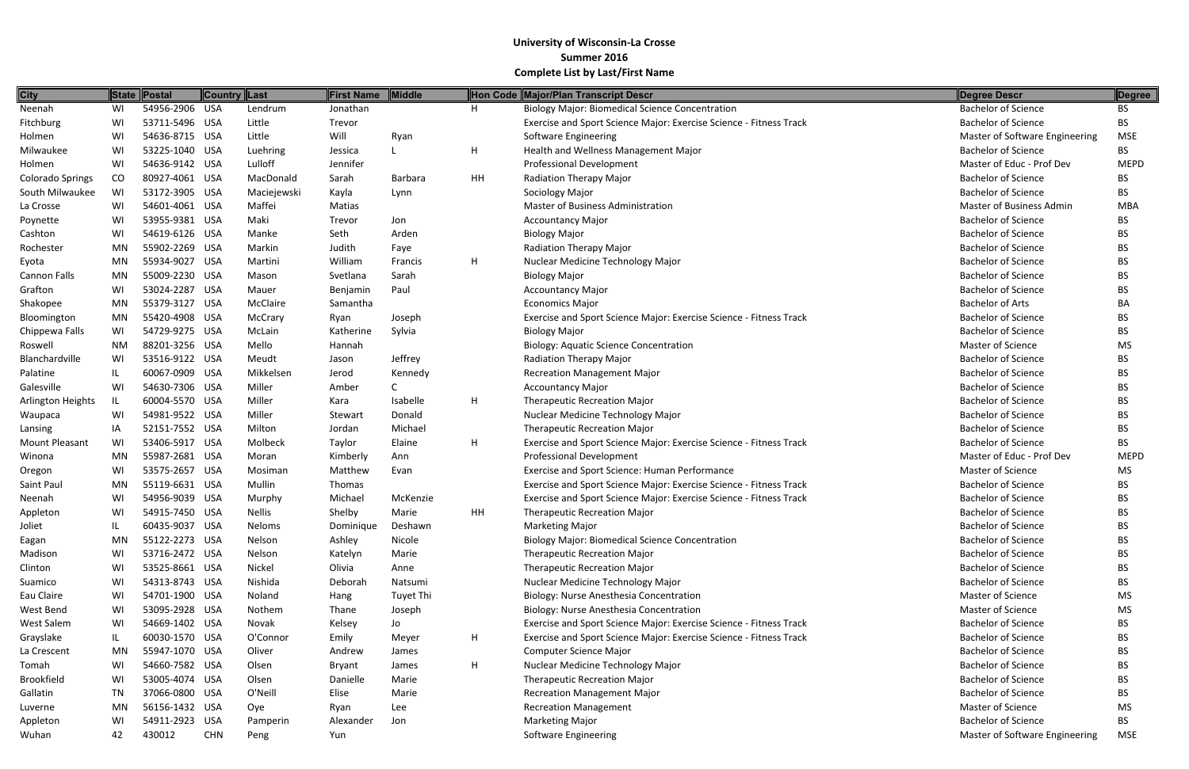**University of Wisconsin-La Crosse**
**Summer 2016**
**Complete List by Last/First Name**

| City | State | Postal | Country | Last | First Name | Middle | Hon Code | Major/Plan Transcript Descr | Degree Descr | Degree |
|---|---|---|---|---|---|---|---|---|---|---|
| Neenah | WI | 54956-2906 | USA | Lendrum | Jonathan | | H | Biology Major: Biomedical Science Concentration | Bachelor of Science | BS |
| Fitchburg | WI | 53711-5496 | USA | Little | Trevor | | | Exercise and Sport Science Major: Exercise Science - Fitness Track | Bachelor of Science | BS |
| Holmen | WI | 54636-8715 | USA | Little | Will | Ryan | | Software Engineering | Master of Software Engineering | MSE |
| Milwaukee | WI | 53225-1040 | USA | Luehring | Jessica | L | H | Health and Wellness Management Major | Bachelor of Science | BS |
| Holmen | WI | 54636-9142 | USA | Lulloff | Jennifer | | | Professional Development | Master of Educ - Prof Dev | MEPD |
| Colorado Springs | CO | 80927-4061 | USA | MacDonald | Sarah | Barbara | HH | Radiation Therapy Major | Bachelor of Science | BS |
| South Milwaukee | WI | 53172-3905 | USA | Maciejewski | Kayla | Lynn | | Sociology Major | Bachelor of Science | BS |
| La Crosse | WI | 54601-4061 | USA | Maffei | Matias | | | Master of Business Administration | Master of Business Admin | MBA |
| Poynette | WI | 53955-9381 | USA | Maki | Trevor | Jon | | Accountancy Major | Bachelor of Science | BS |
| Cashton | WI | 54619-6126 | USA | Manke | Seth | Arden | | Biology Major | Bachelor of Science | BS |
| Rochester | MN | 55902-2269 | USA | Markin | Judith | Faye | | Radiation Therapy Major | Bachelor of Science | BS |
| Eyota | MN | 55934-9027 | USA | Martini | William | Francis | H | Nuclear Medicine Technology Major | Bachelor of Science | BS |
| Cannon Falls | MN | 55009-2230 | USA | Mason | Svetlana | Sarah | | Biology Major | Bachelor of Science | BS |
| Grafton | WI | 53024-2287 | USA | Mauer | Benjamin | Paul | | Accountancy Major | Bachelor of Science | BS |
| Shakopee | MN | 55379-3127 | USA | McClaire | Samantha | | | Economics Major | Bachelor of Arts | BA |
| Bloomington | MN | 55420-4908 | USA | McCrary | Ryan | Joseph | | Exercise and Sport Science Major: Exercise Science - Fitness Track | Bachelor of Science | BS |
| Chippewa Falls | WI | 54729-9275 | USA | McLain | Katherine | Sylvia | | Biology Major | Bachelor of Science | BS |
| Roswell | NM | 88201-3256 | USA | Mello | Hannah | | | Biology: Aquatic Science Concentration | Master of Science | MS |
| Blanchardville | WI | 53516-9122 | USA | Meudt | Jason | Jeffrey | | Radiation Therapy Major | Bachelor of Science | BS |
| Palatine | IL | 60067-0909 | USA | Mikkelsen | Jerod | Kennedy | | Recreation Management Major | Bachelor of Science | BS |
| Galesville | WI | 54630-7306 | USA | Miller | Amber | C | | Accountancy Major | Bachelor of Science | BS |
| Arlington Heights | IL | 60004-5570 | USA | Miller | Kara | Isabelle | H | Therapeutic Recreation Major | Bachelor of Science | BS |
| Waupaca | WI | 54981-9522 | USA | Miller | Stewart | Donald | | Nuclear Medicine Technology Major | Bachelor of Science | BS |
| Lansing | IA | 52151-7552 | USA | Milton | Jordan | Michael | | Therapeutic Recreation Major | Bachelor of Science | BS |
| Mount Pleasant | WI | 53406-5917 | USA | Molbeck | Taylor | Elaine | H | Exercise and Sport Science Major: Exercise Science - Fitness Track | Bachelor of Science | BS |
| Winona | MN | 55987-2681 | USA | Moran | Kimberly | Ann | | Professional Development | Master of Educ - Prof Dev | MEPD |
| Oregon | WI | 53575-2657 | USA | Mosiman | Matthew | Evan | | Exercise and Sport Science: Human Performance | Master of Science | MS |
| Saint Paul | MN | 55119-6631 | USA | Mullin | Thomas | | | Exercise and Sport Science Major: Exercise Science - Fitness Track | Bachelor of Science | BS |
| Neenah | WI | 54956-9039 | USA | Murphy | Michael | McKenzie | | Exercise and Sport Science Major: Exercise Science - Fitness Track | Bachelor of Science | BS |
| Appleton | WI | 54915-7450 | USA | Nellis | Shelby | Marie | HH | Therapeutic Recreation Major | Bachelor of Science | BS |
| Joliet | IL | 60435-9037 | USA | Neloms | Dominique | Deshawn | | Marketing Major | Bachelor of Science | BS |
| Eagan | MN | 55122-2273 | USA | Nelson | Ashley | Nicole | | Biology Major: Biomedical Science Concentration | Bachelor of Science | BS |
| Madison | WI | 53716-2472 | USA | Nelson | Katelyn | Marie | | Therapeutic Recreation Major | Bachelor of Science | BS |
| Clinton | WI | 53525-8661 | USA | Nickel | Olivia | Anne | | Therapeutic Recreation Major | Bachelor of Science | BS |
| Suamico | WI | 54313-8743 | USA | Nishida | Deborah | Natsumi | | Nuclear Medicine Technology Major | Bachelor of Science | BS |
| Eau Claire | WI | 54701-1900 | USA | Noland | Hang | Tuyet Thi | | Biology: Nurse Anesthesia Concentration | Master of Science | MS |
| West Bend | WI | 53095-2928 | USA | Nothem | Thane | Joseph | | Biology: Nurse Anesthesia Concentration | Master of Science | MS |
| West Salem | WI | 54669-1402 | USA | Novak | Kelsey | Jo | | Exercise and Sport Science Major: Exercise Science - Fitness Track | Bachelor of Science | BS |
| Grayslake | IL | 60030-1570 | USA | O'Connor | Emily | Meyer | H | Exercise and Sport Science Major: Exercise Science - Fitness Track | Bachelor of Science | BS |
| La Crescent | MN | 55947-1070 | USA | Oliver | Andrew | James | | Computer Science Major | Bachelor of Science | BS |
| Tomah | WI | 54660-7582 | USA | Olsen | Bryant | James | H | Nuclear Medicine Technology Major | Bachelor of Science | BS |
| Brookfield | WI | 53005-4074 | USA | Olsen | Danielle | Marie | | Therapeutic Recreation Major | Bachelor of Science | BS |
| Gallatin | TN | 37066-0800 | USA | O'Neill | Elise | Marie | | Recreation Management Major | Bachelor of Science | BS |
| Luverne | MN | 56156-1432 | USA | Oye | Ryan | Lee | | Recreation Management | Master of Science | MS |
| Appleton | WI | 54911-2923 | USA | Pamperin | Alexander | Jon | | Marketing Major | Bachelor of Science | BS |
| Wuhan | 42 | 430012 | CHN | Peng | Yun | | | Software Engineering | Master of Software Engineering | MSE |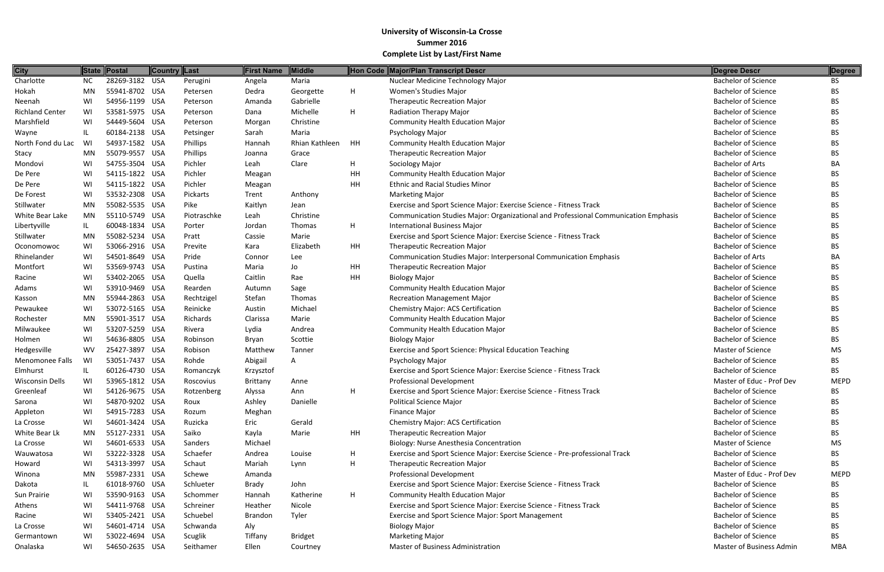**University of Wisconsin-La Crosse**
**Summer 2016**
**Complete List by Last/First Name**

| City | State | Postal | Country | Last | First Name | Middle | Hon Code | Major/Plan Transcript Descr | Degree Descr | Degree |
|---|---|---|---|---|---|---|---|---|---|---|
| Charlotte | NC | 28269-3182 | USA | Perugini | Angela | Maria | | Nuclear Medicine Technology Major | Bachelor of Science | BS |
| Hokah | MN | 55941-8702 | USA | Petersen | Dedra | Georgette | H | Women's Studies Major | Bachelor of Science | BS |
| Neenah | WI | 54956-1199 | USA | Peterson | Amanda | Gabrielle | | Therapeutic Recreation Major | Bachelor of Science | BS |
| Richland Center | WI | 53581-5975 | USA | Peterson | Dana | Michelle | H | Radiation Therapy Major | Bachelor of Science | BS |
| Marshfield | WI | 54449-5604 | USA | Peterson | Morgan | Christine | | Community Health Education Major | Bachelor of Science | BS |
| Wayne | IL | 60184-2138 | USA | Petsinger | Sarah | Maria | | Psychology Major | Bachelor of Science | BS |
| North Fond du Lac | WI | 54937-1582 | USA | Phillips | Hannah | Rhian Kathleen | HH | Community Health Education Major | Bachelor of Science | BS |
| Stacy | MN | 55079-9557 | USA | Phillips | Joanna | Grace | | Therapeutic Recreation Major | Bachelor of Science | BS |
| Mondovi | WI | 54755-3504 | USA | Pichler | Leah | Clare | H | Sociology Major | Bachelor of Arts | BA |
| De Pere | WI | 54115-1822 | USA | Pichler | Meagan | | HH | Community Health Education Major | Bachelor of Science | BS |
| De Pere | WI | 54115-1822 | USA | Pichler | Meagan | | HH | Ethnic and Racial Studies Minor | Bachelor of Science | BS |
| De Forest | WI | 53532-2308 | USA | Pickarts | Trent | Anthony | | Marketing Major | Bachelor of Science | BS |
| Stillwater | MN | 55082-5535 | USA | Pike | Kaitlyn | Jean | | Exercise and Sport Science Major: Exercise Science - Fitness Track | Bachelor of Science | BS |
| White Bear Lake | MN | 55110-5749 | USA | Piotraschke | Leah | Christine | | Communication Studies Major: Organizational and Professional Communication Emphasis | Bachelor of Science | BS |
| Libertyville | IL | 60048-1834 | USA | Porter | Jordan | Thomas | H | International Business Major | Bachelor of Science | BS |
| Stillwater | MN | 55082-5234 | USA | Pratt | Cassie | Marie | | Exercise and Sport Science Major: Exercise Science - Fitness Track | Bachelor of Science | BS |
| Oconomowoc | WI | 53066-2916 | USA | Previte | Kara | Elizabeth | HH | Therapeutic Recreation Major | Bachelor of Science | BS |
| Rhinelander | WI | 54501-8649 | USA | Pride | Connor | Lee | | Communication Studies Major: Interpersonal Communication Emphasis | Bachelor of Arts | BA |
| Montfort | WI | 53569-9743 | USA | Pustina | Maria | Jo | HH | Therapeutic Recreation Major | Bachelor of Science | BS |
| Racine | WI | 53402-2065 | USA | Quella | Caitlin | Rae | HH | Biology Major | Bachelor of Science | BS |
| Adams | WI | 53910-9469 | USA | Rearden | Autumn | Sage | | Community Health Education Major | Bachelor of Science | BS |
| Kasson | MN | 55944-2863 | USA | Rechtzigel | Stefan | Thomas | | Recreation Management Major | Bachelor of Science | BS |
| Pewaukee | WI | 53072-5165 | USA | Reinicke | Austin | Michael | | Chemistry Major: ACS Certification | Bachelor of Science | BS |
| Rochester | MN | 55901-3517 | USA | Richards | Clarissa | Marie | | Community Health Education Major | Bachelor of Science | BS |
| Milwaukee | WI | 53207-5259 | USA | Rivera | Lydia | Andrea | | Community Health Education Major | Bachelor of Science | BS |
| Holmen | WI | 54636-8805 | USA | Robinson | Bryan | Scottie | | Biology Major | Bachelor of Science | BS |
| Hedgesville | WV | 25427-3897 | USA | Robison | Matthew | Tanner | | Exercise and Sport Science: Physical Education Teaching | Master of Science | MS |
| Menomonee Falls | WI | 53051-7437 | USA | Rohde | Abigail | A | | Psychology Major | Bachelor of Science | BS |
| Elmhurst | IL | 60126-4730 | USA | Romanczyk | Krzysztof | | | Exercise and Sport Science Major: Exercise Science - Fitness Track | Bachelor of Science | BS |
| Wisconsin Dells | WI | 53965-1812 | USA | Roscovius | Brittany | Anne | | Professional Development | Master of Educ - Prof Dev | MEPD |
| Greenleaf | WI | 54126-9675 | USA | Rotzenberg | Alyssa | Ann | H | Exercise and Sport Science Major: Exercise Science - Fitness Track | Bachelor of Science | BS |
| Sarona | WI | 54870-9202 | USA | Roux | Ashley | Danielle | | Political Science Major | Bachelor of Science | BS |
| Appleton | WI | 54915-7283 | USA | Rozum | Meghan | | | Finance Major | Bachelor of Science | BS |
| La Crosse | WI | 54601-3424 | USA | Ruzicka | Eric | Gerald | | Chemistry Major: ACS Certification | Bachelor of Science | BS |
| White Bear Lk | MN | 55127-2331 | USA | Saiko | Kayla | Marie | HH | Therapeutic Recreation Major | Bachelor of Science | BS |
| La Crosse | WI | 54601-6533 | USA | Sanders | Michael | | | Biology: Nurse Anesthesia Concentration | Master of Science | MS |
| Wauwatosa | WI | 53222-3328 | USA | Schaefer | Andrea | Louise | H | Exercise and Sport Science Major: Exercise Science - Pre-professional Track | Bachelor of Science | BS |
| Howard | WI | 54313-3997 | USA | Schaut | Mariah | Lynn | H | Therapeutic Recreation Major | Bachelor of Science | BS |
| Winona | MN | 55987-2331 | USA | Schewe | Amanda | | | Professional Development | Master of Educ - Prof Dev | MEPD |
| Dakota | IL | 61018-9760 | USA | Schlueter | Brady | John | | Exercise and Sport Science Major: Exercise Science - Fitness Track | Bachelor of Science | BS |
| Sun Prairie | WI | 53590-9163 | USA | Schommer | Hannah | Katherine | H | Community Health Education Major | Bachelor of Science | BS |
| Athens | WI | 54411-9768 | USA | Schreiner | Heather | Nicole | | Exercise and Sport Science Major: Exercise Science - Fitness Track | Bachelor of Science | BS |
| Racine | WI | 53405-2421 | USA | Schuebel | Brandon | Tyler | | Exercise and Sport Science Major: Sport Management | Bachelor of Science | BS |
| La Crosse | WI | 54601-4714 | USA | Schwanda | Aly | | | Biology Major | Bachelor of Science | BS |
| Germantown | WI | 53022-4694 | USA | Scuglik | Tiffany | Bridget | | Marketing Major | Bachelor of Science | BS |
| Onalaska | WI | 54650-2635 | USA | Seithamer | Ellen | Courtney | | Master of Business Administration | Master of Business Admin | MBA |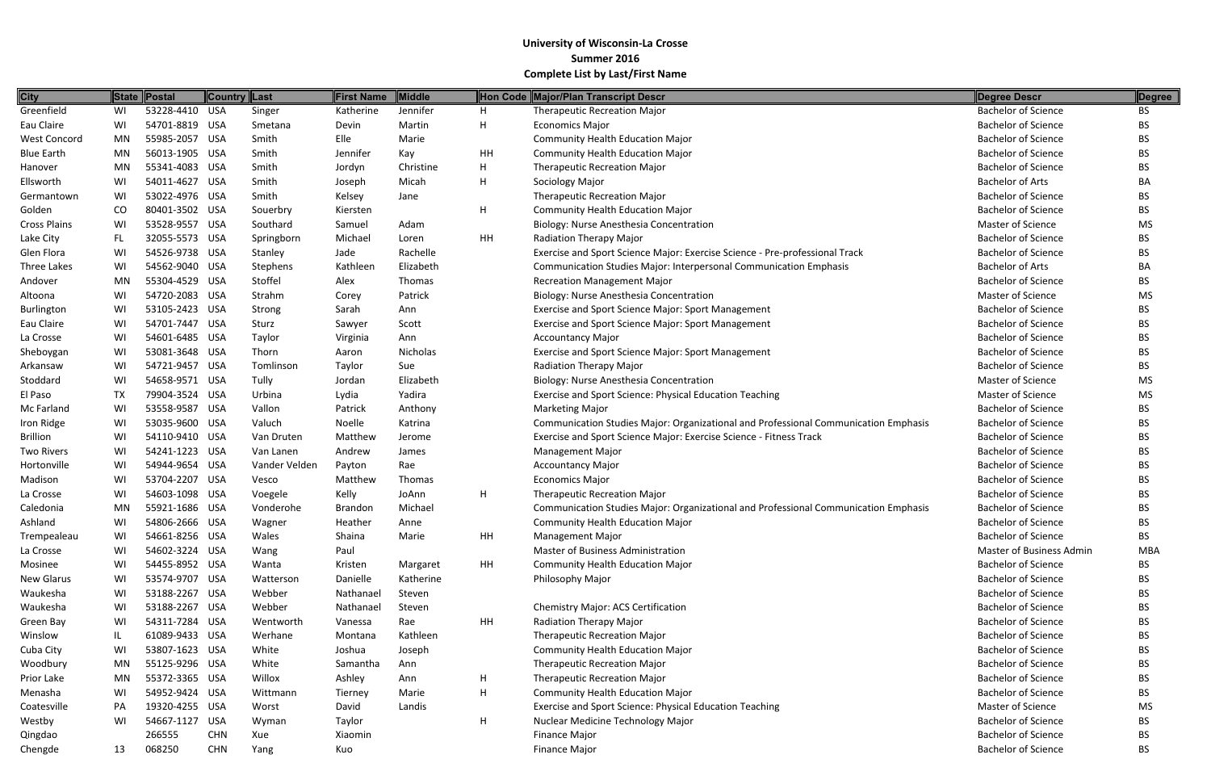**University of Wisconsin-La Crosse**
**Summer 2016**
**Complete List by Last/First Name**

| City | State | Postal | Country | Last | First Name | Middle | Hon Code | Major/Plan Transcript Descr | Degree Descr | Degree |
|---|---|---|---|---|---|---|---|---|---|---|
| Greenfield | WI | 53228-4410 | USA | Singer | Katherine | Jennifer | H | Therapeutic Recreation Major | Bachelor of Science | BS |
| Eau Claire | WI | 54701-8819 | USA | Smetana | Devin | Martin | H | Economics Major | Bachelor of Science | BS |
| West Concord | MN | 55985-2057 | USA | Smith | Elle | Marie | | Community Health Education Major | Bachelor of Science | BS |
| Blue Earth | MN | 56013-1905 | USA | Smith | Jennifer | Kay | HH | Community Health Education Major | Bachelor of Science | BS |
| Hanover | MN | 55341-4083 | USA | Smith | Jordyn | Christine | H | Therapeutic Recreation Major | Bachelor of Science | BS |
| Ellsworth | WI | 54011-4627 | USA | Smith | Joseph | Micah | H | Sociology Major | Bachelor of Arts | BA |
| Germantown | WI | 53022-4976 | USA | Smith | Kelsey | Jane | | Therapeutic Recreation Major | Bachelor of Science | BS |
| Golden | CO | 80401-3502 | USA | Souerbry | Kiersten | | H | Community Health Education Major | Bachelor of Science | BS |
| Cross Plains | WI | 53528-9557 | USA | Southard | Samuel | Adam | | Biology: Nurse Anesthesia Concentration | Master of Science | MS |
| Lake City | FL | 32055-5573 | USA | Springborn | Michael | Loren | HH | Radiation Therapy Major | Bachelor of Science | BS |
| Glen Flora | WI | 54526-9738 | USA | Stanley | Jade | Rachelle | | Exercise and Sport Science Major: Exercise Science - Pre-professional Track | Bachelor of Science | BS |
| Three Lakes | WI | 54562-9040 | USA | Stephens | Kathleen | Elizabeth | | Communication Studies Major: Interpersonal Communication Emphasis | Bachelor of Arts | BA |
| Andover | MN | 55304-4529 | USA | Stoffel | Alex | Thomas | | Recreation Management Major | Bachelor of Science | BS |
| Altoona | WI | 54720-2083 | USA | Strahm | Corey | Patrick | | Biology: Nurse Anesthesia Concentration | Master of Science | MS |
| Burlington | WI | 53105-2423 | USA | Strong | Sarah | Ann | | Exercise and Sport Science Major: Sport Management | Bachelor of Science | BS |
| Eau Claire | WI | 54701-7447 | USA | Sturz | Sawyer | Scott | | Exercise and Sport Science Major: Sport Management | Bachelor of Science | BS |
| La Crosse | WI | 54601-6485 | USA | Taylor | Virginia | Ann | | Accountancy Major | Bachelor of Science | BS |
| Sheboygan | WI | 53081-3648 | USA | Thorn | Aaron | Nicholas | | Exercise and Sport Science Major: Sport Management | Bachelor of Science | BS |
| Arkansaw | WI | 54721-9457 | USA | Tomlinson | Taylor | Sue | | Radiation Therapy Major | Bachelor of Science | BS |
| Stoddard | WI | 54658-9571 | USA | Tully | Jordan | Elizabeth | | Biology: Nurse Anesthesia Concentration | Master of Science | MS |
| El Paso | TX | 79904-3524 | USA | Urbina | Lydia | Yadira | | Exercise and Sport Science: Physical Education Teaching | Master of Science | MS |
| Mc Farland | WI | 53558-9587 | USA | Vallon | Patrick | Anthony | | Marketing Major | Bachelor of Science | BS |
| Iron Ridge | WI | 53035-9600 | USA | Valuch | Noelle | Katrina | | Communication Studies Major: Organizational and Professional Communication Emphasis | Bachelor of Science | BS |
| Brillion | WI | 54110-9410 | USA | Van Druten | Matthew | Jerome | | Exercise and Sport Science Major: Exercise Science - Fitness Track | Bachelor of Science | BS |
| Two Rivers | WI | 54241-1223 | USA | Van Lanen | Andrew | James | | Management Major | Bachelor of Science | BS |
| Hortonville | WI | 54944-9654 | USA | Vander Velden | Payton | Rae | | Accountancy Major | Bachelor of Science | BS |
| Madison | WI | 53704-2207 | USA | Vesco | Matthew | Thomas | | Economics Major | Bachelor of Science | BS |
| La Crosse | WI | 54603-1098 | USA | Voegele | Kelly | JoAnn | H | Therapeutic Recreation Major | Bachelor of Science | BS |
| Caledonia | MN | 55921-1686 | USA | Vonderohe | Brandon | Michael | | Communication Studies Major: Organizational and Professional Communication Emphasis | Bachelor of Science | BS |
| Ashland | WI | 54806-2666 | USA | Wagner | Heather | Anne | | Community Health Education Major | Bachelor of Science | BS |
| Trempealeau | WI | 54661-8256 | USA | Wales | Shaina | Marie | HH | Management Major | Bachelor of Science | BS |
| La Crosse | WI | 54602-3224 | USA | Wang | Paul | | | Master of Business Administration | Master of Business Admin | MBA |
| Mosinee | WI | 54455-8952 | USA | Wanta | Kristen | Margaret | HH | Community Health Education Major | Bachelor of Science | BS |
| New Glarus | WI | 53574-9707 | USA | Watterson | Danielle | Katherine | | Philosophy Major | Bachelor of Science | BS |
| Waukesha | WI | 53188-2267 | USA | Webber | Nathanael | Steven | | | Bachelor of Science | BS |
| Waukesha | WI | 53188-2267 | USA | Webber | Nathanael | Steven | | Chemistry Major: ACS Certification | Bachelor of Science | BS |
| Green Bay | WI | 54311-7284 | USA | Wentworth | Vanessa | Rae | HH | Radiation Therapy Major | Bachelor of Science | BS |
| Winslow | IL | 61089-9433 | USA | Werhane | Montana | Kathleen | | Therapeutic Recreation Major | Bachelor of Science | BS |
| Cuba City | WI | 53807-1623 | USA | White | Joshua | Joseph | | Community Health Education Major | Bachelor of Science | BS |
| Woodbury | MN | 55125-9296 | USA | White | Samantha | Ann | | Therapeutic Recreation Major | Bachelor of Science | BS |
| Prior Lake | MN | 55372-3365 | USA | Willox | Ashley | Ann | H | Therapeutic Recreation Major | Bachelor of Science | BS |
| Menasha | WI | 54952-9424 | USA | Wittmann | Tierney | Marie | H | Community Health Education Major | Bachelor of Science | BS |
| Coatesville | PA | 19320-4255 | USA | Worst | David | Landis | | Exercise and Sport Science: Physical Education Teaching | Master of Science | MS |
| Westby | WI | 54667-1127 | USA | Wyman | Taylor | | H | Nuclear Medicine Technology Major | Bachelor of Science | BS |
| Qingdao | | 266555 | CHN | Xue | Xiaomin | | | Finance Major | Bachelor of Science | BS |
| Chengde | 13 | 068250 | CHN | Yang | Kuo | | | Finance Major | Bachelor of Science | BS |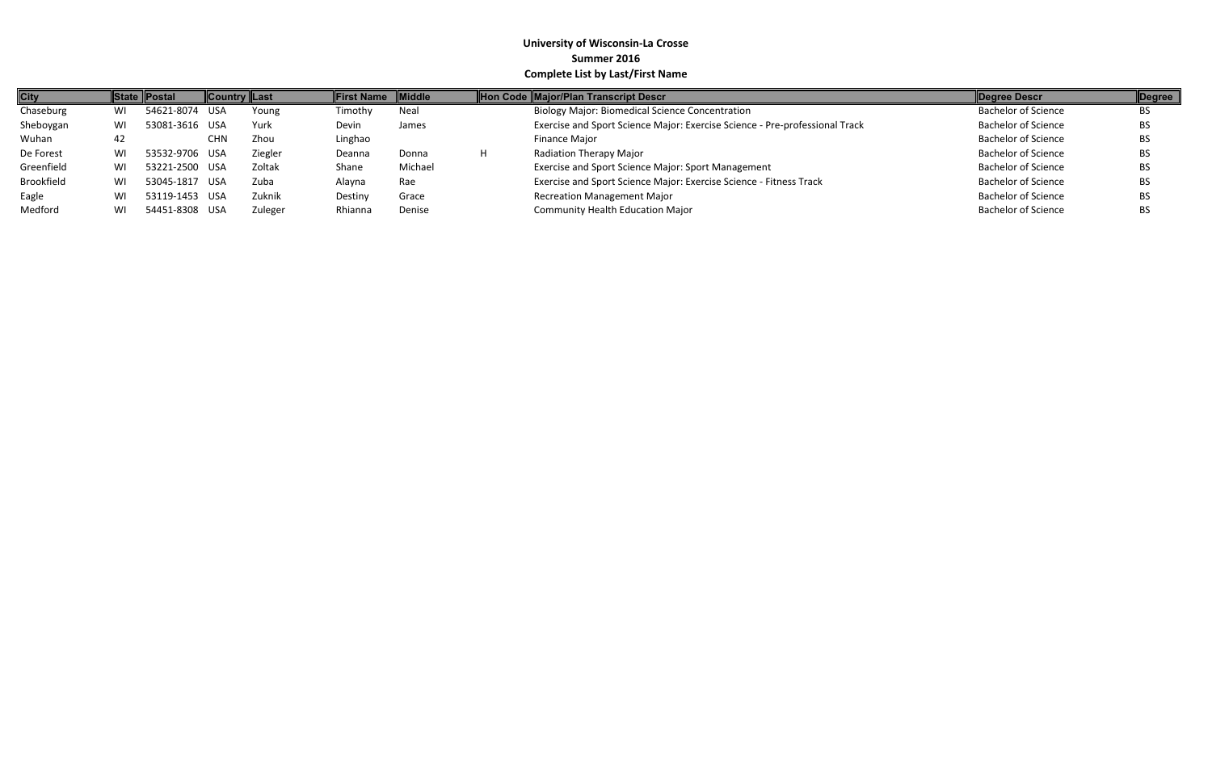**University of Wisconsin-La Crosse**
**Summer 2016**
**Complete List by Last/First Name**

| City | State | Postal | Country | Last | First Name | Middle | Hon Code | Major/Plan Transcript Descr | Degree Descr | Degree |
|---|---|---|---|---|---|---|---|---|---|---|
| Chaseburg | WI | 54621-8074 | USA | Young | Timothy | Neal | | Biology Major: Biomedical Science Concentration | Bachelor of Science | BS |
| Sheboygan | WI | 53081-3616 | USA | Yurk | Devin | James | | Exercise and Sport Science Major: Exercise Science - Pre-professional Track | Bachelor of Science | BS |
| Wuhan | 42 | | CHN | Zhou | Linghao | | | Finance Major | Bachelor of Science | BS |
| De Forest | WI | 53532-9706 | USA | Ziegler | Deanna | Donna | H | Radiation Therapy Major | Bachelor of Science | BS |
| Greenfield | WI | 53221-2500 | USA | Zoltak | Shane | Michael | | Exercise and Sport Science Major: Sport Management | Bachelor of Science | BS |
| Brookfield | WI | 53045-1817 | USA | Zuba | Alayna | Rae | | Exercise and Sport Science Major: Exercise Science - Fitness Track | Bachelor of Science | BS |
| Eagle | WI | 53119-1453 | USA | Zuknik | Destiny | Grace | | Recreation Management Major | Bachelor of Science | BS |
| Medford | WI | 54451-8308 | USA | Zuleger | Rhianna | Denise | | Community Health Education Major | Bachelor of Science | BS |